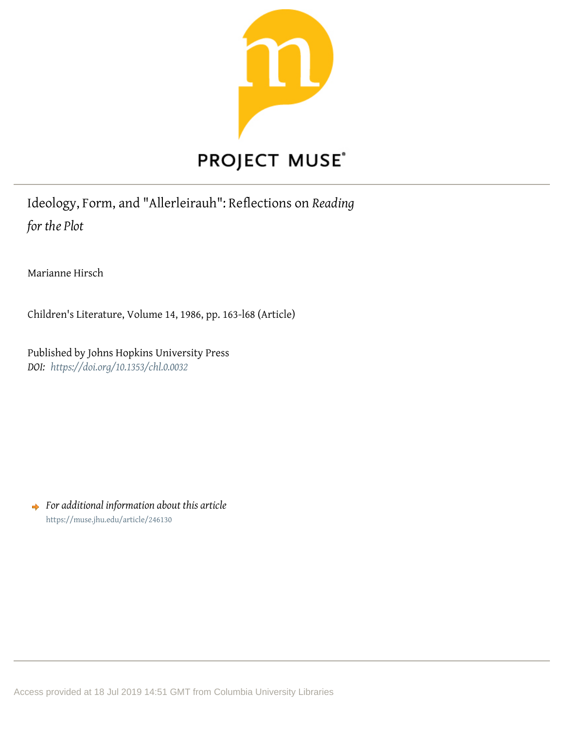PROJECT MUSE®

# Ideology, Form, and "Allerleirauh": Reflections on *Reading for the Plot*

Marianne Hirsch

Children's Literature, Volume 14, 1986, pp. 163-l68 (Article)

Published by Johns Hopkins University Press

*DOI:* *https://doi.org/10.1353/chl.0.0032*

*For additional information about this article*

https://muse.jhu.edu/article/246130

Access provided at 18 Jul 2019 14:51 GMT from Columbia University Libraries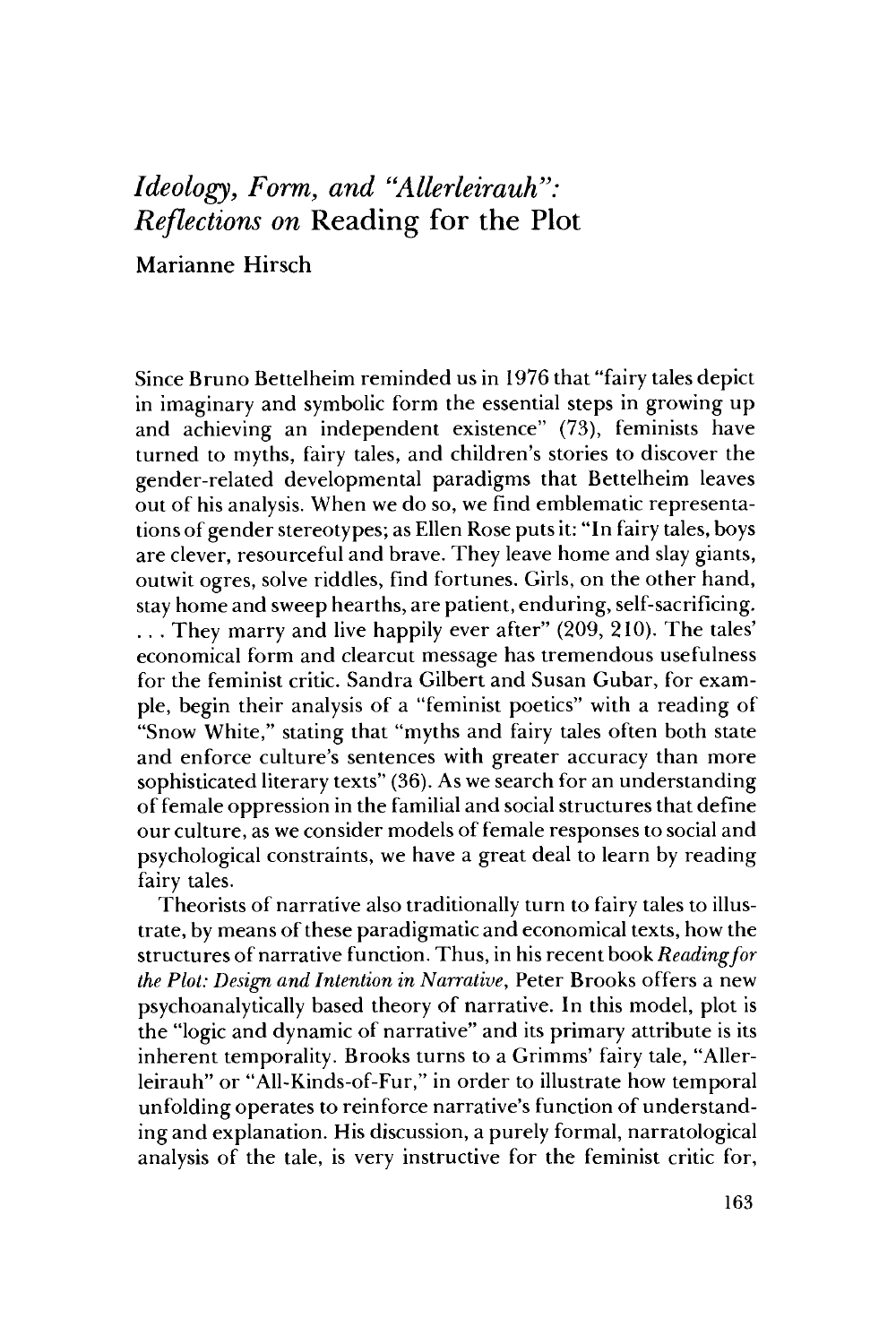# *Ideology, Form, and "Allerleirauh": Reflections on* Reading for the Plot

Marianne Hirsch

Since Bruno Bettelheim reminded us in 1976 that "fairy tales depict in imaginary and symbolic form the essential steps in growing up and achieving an independent existence" (73), feminists have turned to myths, fairy tales, and children's stories to discover the gender-related developmental paradigms that Bettelheim leaves out of his analysis. When we do so, we find emblematic representations of gender stereotypes; as Ellen Rose puts it: "In fairy tales, boys are clever, resourceful and brave. They leave home and slay giants, outwit ogres, solve riddles, find fortunes. Girls, on the other hand, stay home and sweep hearths, are patient, enduring, self-sacrificing. . . . They marry and live happily ever after" (209, 210). The tales' economical form and clearcut message has tremendous usefulness for the feminist critic. Sandra Gilbert and Susan Gubar, for example, begin their analysis of a "feminist poetics" with a reading of "Snow White," stating that "myths and fairy tales often both state and enforce culture's sentences with greater accuracy than more sophisticated literary texts" (36). As we search for an understanding of female oppression in the familial and social structures that define our culture, as we consider models of female responses to social and psychological constraints, we have a great deal to learn by reading fairy tales.

Theorists of narrative also traditionally turn to fairy tales to illustrate, by means of these paradigmatic and economical texts, how the structures of narrative function. Thus, in his recent book *Reading for the Plot: Design and Intention in Narrative*, Peter Brooks offers a new psychoanalytically based theory of narrative. In this model, plot is the "logic and dynamic of narrative" and its primary attribute is its inherent temporality. Brooks turns to a Grimms' fairy tale, "Allerleirauh" or "All-Kinds-of-Fur," in order to illustrate how temporal unfolding operates to reinforce narrative's function of understanding and explanation. His discussion, a purely formal, narratological analysis of the tale, is very instructive for the feminist critic for,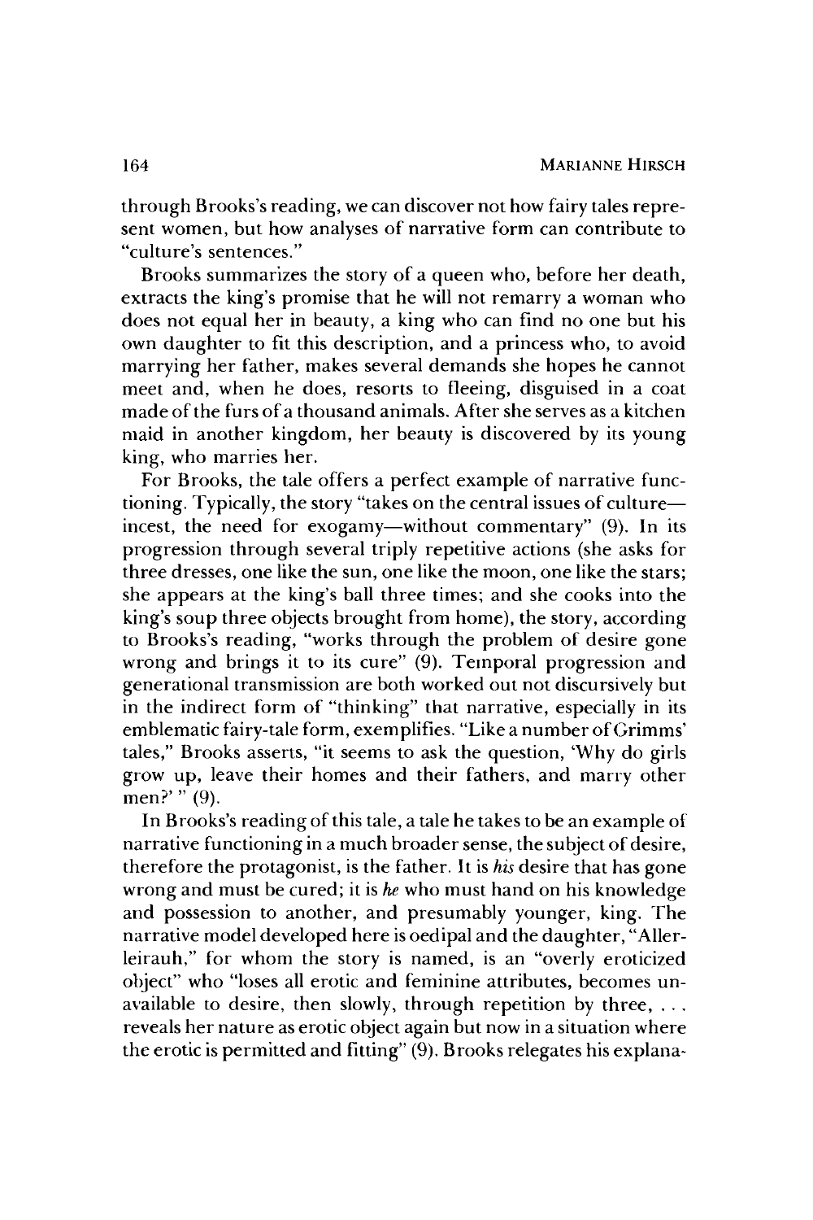through Brooks's reading, we can discover not how fairy tales represent women, but how analyses of narrative form can contribute to "culture's sentences."

Brooks summarizes the story of a queen who, before her death, extracts the king's promise that he will not remarry a woman who does not equal her in beauty, a king who can find no one but his own daughter to fit this description, and a princess who, to avoid marrying her father, makes several demands she hopes he cannot meet and, when he does, resorts to fleeing, disguised in a coat made of the furs of a thousand animals. After she serves as a kitchen maid in another kingdom, her beauty is discovered by its young king, who marries her.

For Brooks, the tale offers a perfect example of narrative functioning. Typically, the story "takes on the central issues of culture—incest, the need for exogamy—without commentary" (9). In its progression through several triply repetitive actions (she asks for three dresses, one like the sun, one like the moon, one like the stars; she appears at the king's ball three times; and she cooks into the king's soup three objects brought from home), the story, according to Brooks's reading, "works through the problem of desire gone wrong and brings it to its cure" (9). Temporal progression and generational transmission are both worked out not discursively but in the indirect form of "thinking" that narrative, especially in its emblematic fairy-tale form, exemplifies. "Like a number of Grimms' tales," Brooks asserts, "it seems to ask the question, 'Why do girls grow up, leave their homes and their fathers, and marry other men?' " (9).

In Brooks's reading of this tale, a tale he takes to be an example of narrative functioning in a much broader sense, the subject of desire, therefore the protagonist, is the father. It is *his* desire that has gone wrong and must be cured; it is *he* who must hand on his knowledge and possession to another, and presumably younger, king. The narrative model developed here is oedipal and the daughter, "Allerleirauh," for whom the story is named, is an "overly eroticized object" who "loses all erotic and feminine attributes, becomes unavailable to desire, then slowly, through repetition by three, . . . reveals her nature as erotic object again but now in a situation where the erotic is permitted and fitting" (9). Brooks relegates his explana-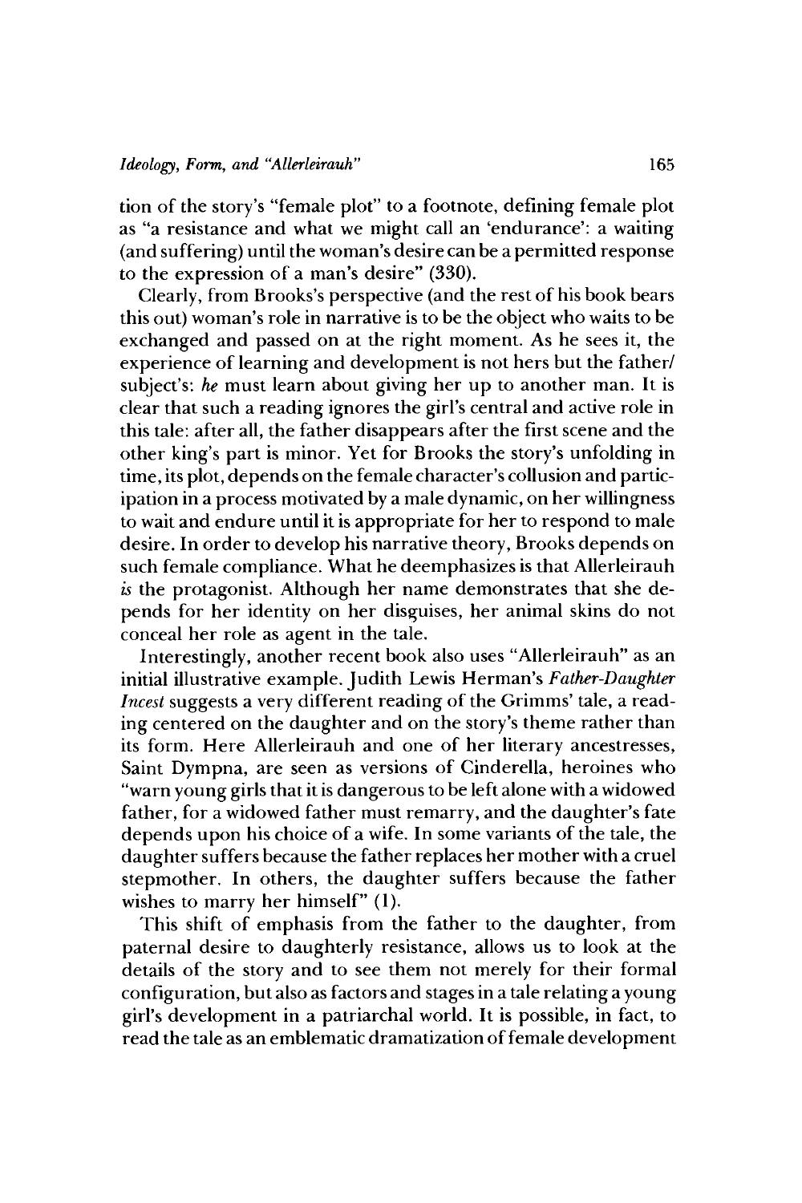tion of the story's "female plot" to a footnote, defining female plot as "a resistance and what we might call an 'endurance': a waiting (and suffering) until the woman's desire can be a permitted response to the expression of a man's desire" (330).

Clearly, from Brooks's perspective (and the rest of his book bears this out) woman's role in narrative is to be the object who waits to be exchanged and passed on at the right moment. As he sees it, the experience of learning and development is not hers but the father/subject's: *he* must learn about giving her up to another man. It is clear that such a reading ignores the girl's central and active role in this tale: after all, the father disappears after the first scene and the other king's part is minor. Yet for Brooks the story's unfolding in time, its plot, depends on the female character's collusion and participation in a process motivated by a male dynamic, on her willingness to wait and endure until it is appropriate for her to respond to male desire. In order to develop his narrative theory, Brooks depends on such female compliance. What he deemphasizes is that Allerleirauh *is* the protagonist. Although her name demonstrates that she depends for her identity on her disguises, her animal skins do not conceal her role as agent in the tale.

Interestingly, another recent book also uses "Allerleirauh" as an initial illustrative example. Judith Lewis Herman's *Father-Daughter Incest* suggests a very different reading of the Grimms' tale, a reading centered on the daughter and on the story's theme rather than its form. Here Allerleirauh and one of her literary ancestresses, Saint Dympna, are seen as versions of Cinderella, heroines who "warn young girls that it is dangerous to be left alone with a widowed father, for a widowed father must remarry, and the daughter's fate depends upon his choice of a wife. In some variants of the tale, the daughter suffers because the father replaces her mother with a cruel stepmother. In others, the daughter suffers because the father wishes to marry her himself" (1).

This shift of emphasis from the father to the daughter, from paternal desire to daughterly resistance, allows us to look at the details of the story and to see them not merely for their formal configuration, but also as factors and stages in a tale relating a young girl's development in a patriarchal world. It is possible, in fact, to read the tale as an emblematic dramatization of female development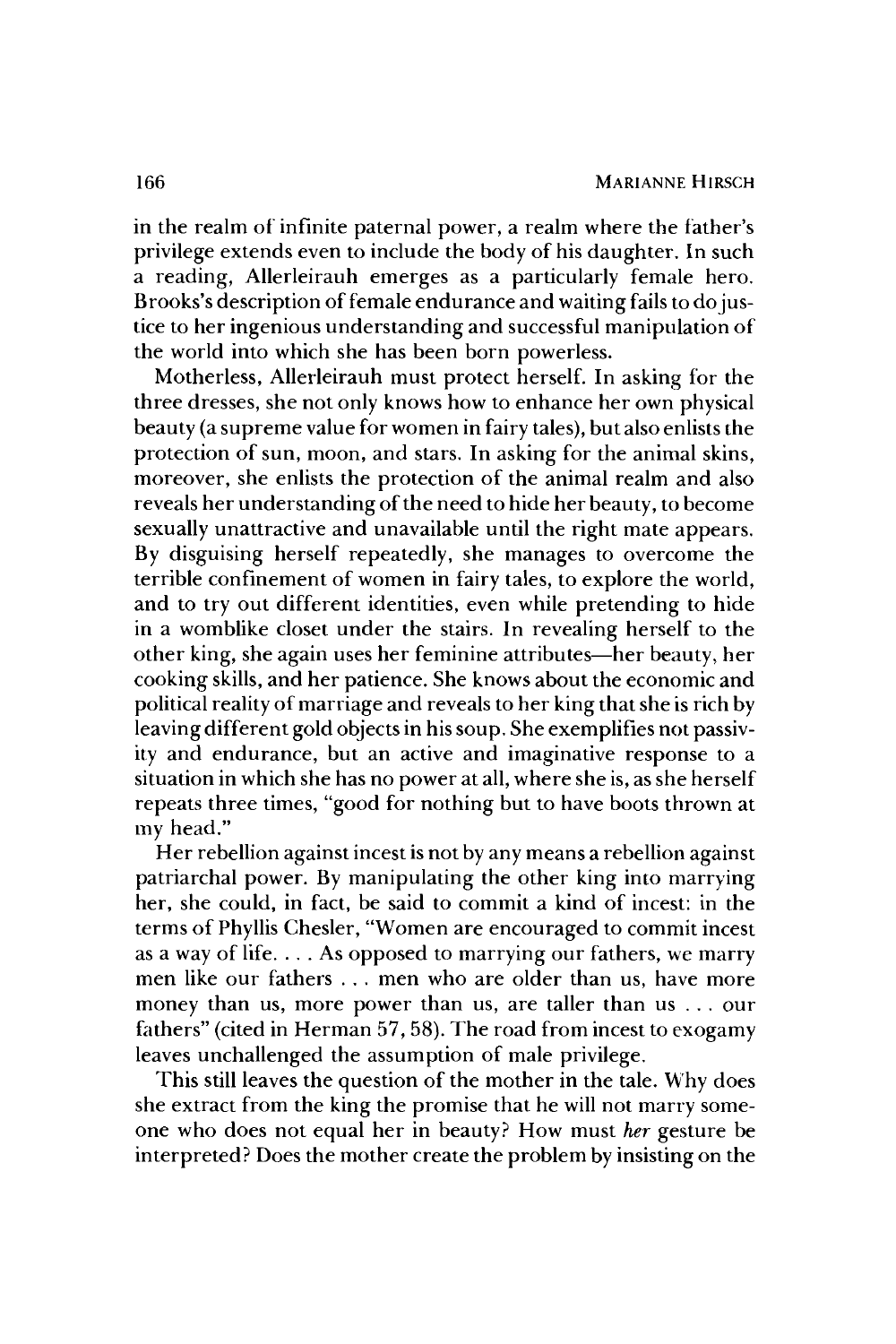in the realm of infinite paternal power, a realm where the father's privilege extends even to include the body of his daughter. In such a reading, Allerleirauh emerges as a particularly female hero. Brooks's description of female endurance and waiting fails to do justice to her ingenious understanding and successful manipulation of the world into which she has been born powerless.

Motherless, Allerleirauh must protect herself. In asking for the three dresses, she not only knows how to enhance her own physical beauty (a supreme value for women in fairy tales), but also enlists the protection of sun, moon, and stars. In asking for the animal skins, moreover, she enlists the protection of the animal realm and also reveals her understanding of the need to hide her beauty, to become sexually unattractive and unavailable until the right mate appears. By disguising herself repeatedly, she manages to overcome the terrible confinement of women in fairy tales, to explore the world, and to try out different identities, even while pretending to hide in a womblike closet under the stairs. In revealing herself to the other king, she again uses her feminine attributes—her beauty, her cooking skills, and her patience. She knows about the economic and political reality of marriage and reveals to her king that she is rich by leaving different gold objects in his soup. She exemplifies not passivity and endurance, but an active and imaginative response to a situation in which she has no power at all, where she is, as she herself repeats three times, "good for nothing but to have boots thrown at my head."

Her rebellion against incest is not by any means a rebellion against patriarchal power. By manipulating the other king into marrying her, she could, in fact, be said to commit a kind of incest: in the terms of Phyllis Chesler, "Women are encouraged to commit incest as a way of life. . . . As opposed to marrying our fathers, we marry men like our fathers . . . men who are older than us, have more money than us, more power than us, are taller than us . . . our fathers" (cited in Herman 57, 58). The road from incest to exogamy leaves unchallenged the assumption of male privilege.

This still leaves the question of the mother in the tale. Why does she extract from the king the promise that he will not marry someone who does not equal her in beauty? How must *her* gesture be interpreted? Does the mother create the problem by insisting on the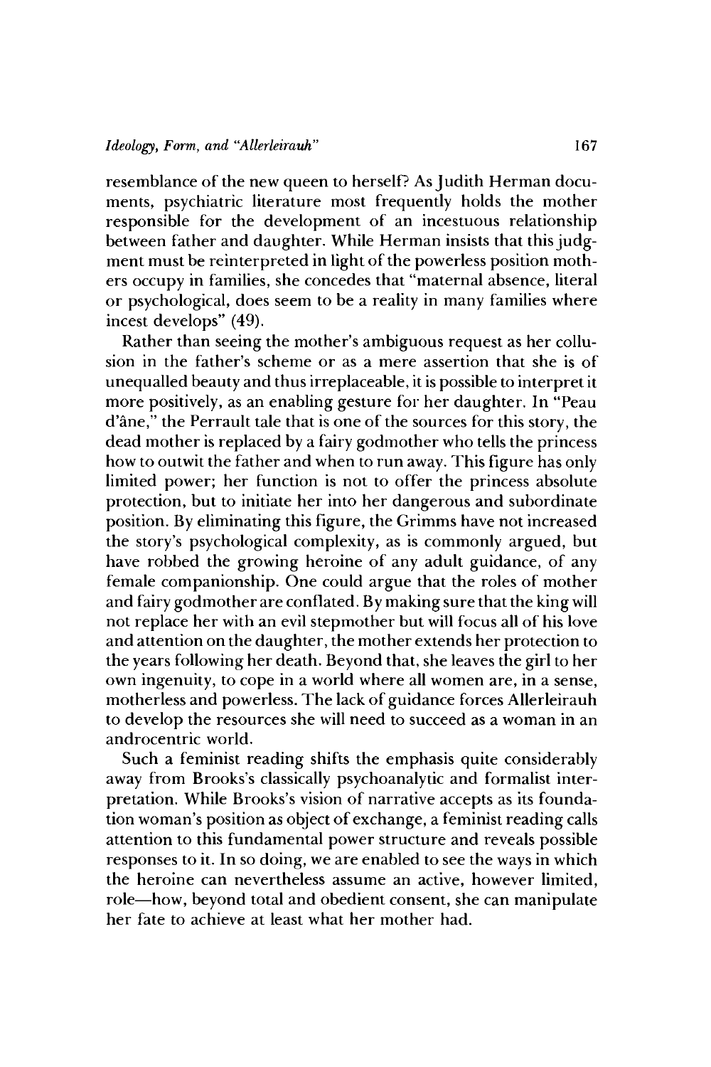resemblance of the new queen to herself? As Judith Herman documents, psychiatric literature most frequently holds the mother responsible for the development of an incestuous relationship between father and daughter. While Herman insists that this judgment must be reinterpreted in light of the powerless position mothers occupy in families, she concedes that "maternal absence, literal or psychological, does seem to be a reality in many families where incest develops" (49).

Rather than seeing the mother's ambiguous request as her collusion in the father's scheme or as a mere assertion that she is of unequalled beauty and thus irreplaceable, it is possible to interpret it more positively, as an enabling gesture for her daughter. In "Peau d'âne," the Perrault tale that is one of the sources for this story, the dead mother is replaced by a fairy godmother who tells the princess how to outwit the father and when to run away. This figure has only limited power; her function is not to offer the princess absolute protection, but to initiate her into her dangerous and subordinate position. By eliminating this figure, the Grimms have not increased the story's psychological complexity, as is commonly argued, but have robbed the growing heroine of any adult guidance, of any female companionship. One could argue that the roles of mother and fairy godmother are conflated. By making sure that the king will not replace her with an evil stepmother but will focus all of his love and attention on the daughter, the mother extends her protection to the years following her death. Beyond that, she leaves the girl to her own ingenuity, to cope in a world where all women are, in a sense, motherless and powerless. The lack of guidance forces Allerleirauh to develop the resources she will need to succeed as a woman in an androcentric world.

Such a feminist reading shifts the emphasis quite considerably away from Brooks's classically psychoanalytic and formalist interpretation. While Brooks's vision of narrative accepts as its foundation woman's position as object of exchange, a feminist reading calls attention to this fundamental power structure and reveals possible responses to it. In so doing, we are enabled to see the ways in which the heroine can nevertheless assume an active, however limited, role—how, beyond total and obedient consent, she can manipulate her fate to achieve at least what her mother had.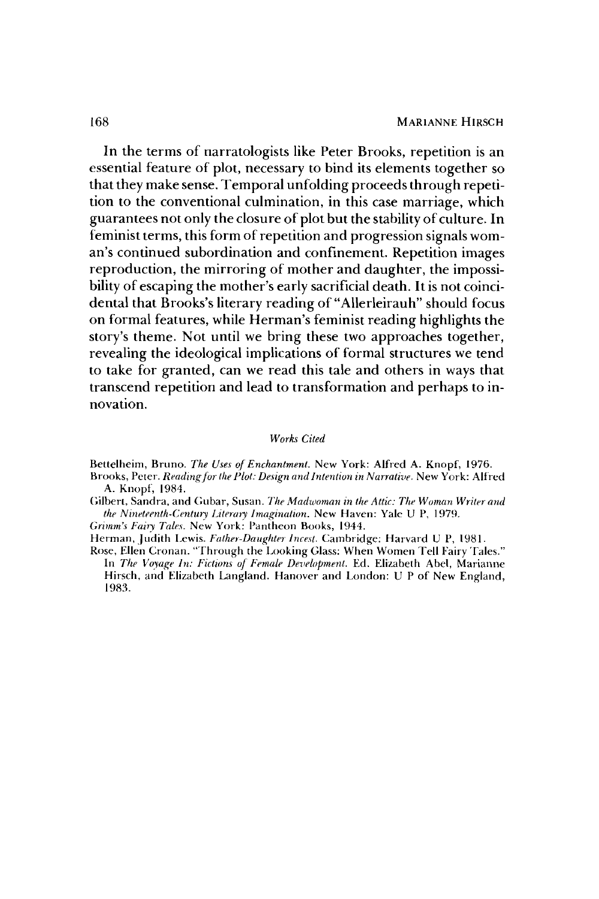In the terms of narratologists like Peter Brooks, repetition is an essential feature of plot, necessary to bind its elements together so that they make sense. Temporal unfolding proceeds through repetition to the conventional culmination, in this case marriage, which guarantees not only the closure of plot but the stability of culture. In feminist terms, this form of repetition and progression signals woman's continued subordination and confinement. Repetition images reproduction, the mirroring of mother and daughter, the impossibility of escaping the mother's early sacrificial death. It is not coincidental that Brooks's literary reading of "Allerleirauh" should focus on formal features, while Herman's feminist reading highlights the story's theme. Not until we bring these two approaches together, revealing the ideological implications of formal structures we tend to take for granted, can we read this tale and others in ways that transcend repetition and lead to transformation and perhaps to innovation.

### *Works Cited*

Bettelheim, Bruno. *The Uses of Enchantment*. New York: Alfred A. Knopf, 1976.

Brooks, Peter. *Reading for the Plot: Design and Intention in Narrative*. New York: Alfred A. Knopf, 1984.

Gilbert, Sandra, and Gubar, Susan. *The Madwoman in the Attic: The Woman Writer and the Nineteenth-Century Literary Imagination*. New Haven: Yale U P, 1979.

*Grimm's Fairy Tales*. New York: Pantheon Books, 1944.

Herman, Judith Lewis. *Father-Daughter Incest*. Cambridge: Harvard U P, 1981.

Rose, Ellen Cronan. "Through the Looking Glass: When Women Tell Fairy Tales." In *The Voyage In: Fictions of Female Development*. Ed. Elizabeth Abel, Marianne Hirsch, and Elizabeth Langland. Hanover and London: U P of New England, 1983.